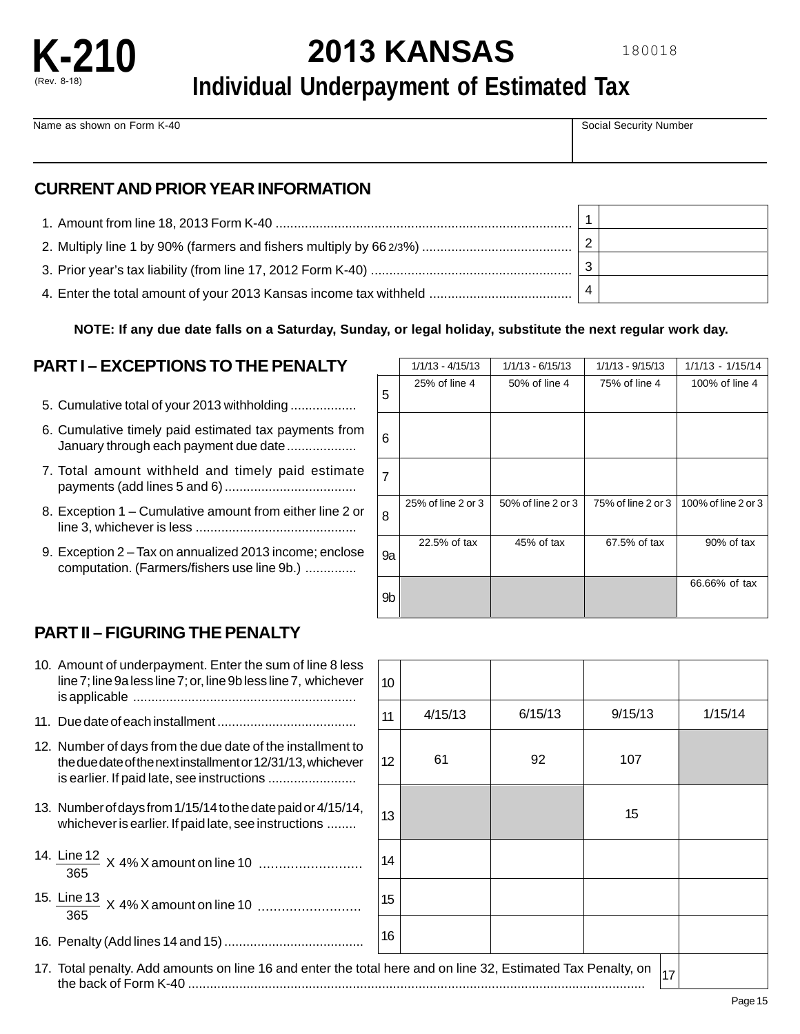K-210
(Rev. 8-18)

# 2013 KANSAS

## Individual Underpayment of Estimated Tax

180018

| Name as shown on Form K-40 | Social Security Number |
|---|---|
| | |

### CURRENT AND PRIOR YEAR INFORMATION

| | | |
|---|---|---|
| 1. Amount from line 18, 2013 Form K-40 | 1 | |
| 2. Multiply line 1 by 90% (farmers and fishers multiply by 66 2/3%) | 2 | |
| 3. Prior year's tax liability (from line 17, 2012 Form K-40) | 3 | |
| 4. Enter the total amount of your 2013 Kansas income tax withheld | 4 | |

**NOTE: If any due date falls on a Saturday, Sunday, or legal holiday, substitute the next regular work day.**

### PART I – EXCEPTIONS TO THE PENALTY

| | | 1/1/13 - 4/15/13 | 1/1/13 - 6/15/13 | 1/1/13 - 9/15/13 | 1/1/13 - 1/15/14 |
|---|---|---|---|---|---|
| 5. Cumulative total of your 2013 withholding | 5 | 25% of line 4 | 50% of line 4 | 75% of line 4 | 100% of line 4 |
| 6. Cumulative timely paid estimated tax payments from January through each payment due date | 6 | | | | |
| 7. Total amount withheld and timely paid estimate payments (add lines 5 and 6) | 7 | | | | |
| 8. Exception 1 – Cumulative amount from either line 2 or line 3, whichever is less | 8 | 25% of line 2 or 3 | 50% of line 2 or 3 | 75% of line 2 or 3 | 100% of line 2 or 3 |
| 9. Exception 2 – Tax on annualized 2013 income; enclose computation. (Farmers/fishers use line 9b.) | 9a | 22.5% of tax | 45% of tax | 67.5% of tax | 90% of tax |
| | 9b | | | | 66.66% of tax |

### PART II – FIGURING THE PENALTY

| | | | | | |
|---|---|---|---|---|---|
| 10. Amount of underpayment. Enter the sum of line 8 less line 7; line 9a less line 7; or, line 9b less line 7, whichever is applicable | 10 | | | | |
| 11. Due date of each installment | 11 | 4/15/13 | 6/15/13 | 9/15/13 | 1/15/14 |
| 12. Number of days from the due date of the installment to the due date of the next installment or 12/31/13, whichever is earlier. If paid late, see instructions | 12 | 61 | 92 | 107 | |
| 13. Number of days from 1/15/14 to the date paid or 4/15/14, whichever is earlier. If paid late, see instructions | 13 | | | 15 | |
| 14. $\frac{\text{Line 12}}{365}$ X 4% X amount on line 10 | 14 | | | | |
| 15. $\frac{\text{Line 13}}{365}$ X 4% X amount on line 10 | 15 | | | | |
| 16. Penalty (Add lines 14 and 15) | 16 | | | | |

| | | |
|---|---|---|
| 17. Total penalty. Add amounts on line 16 and enter the total here and on line 32, Estimated Tax Penalty, on the back of Form K-40 | 17 | |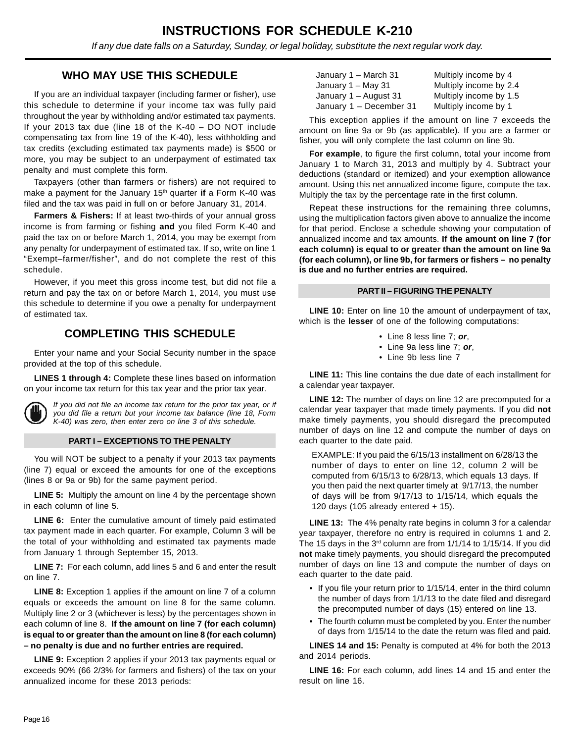# INSTRUCTIONS FOR SCHEDULE K-210

*If any due date falls on a Saturday, Sunday, or legal holiday, substitute the next regular work day.*

## WHO MAY USE THIS SCHEDULE

If you are an individual taxpayer (including farmer or fisher), use this schedule to determine if your income tax was fully paid throughout the year by withholding and/or estimated tax payments. If your 2013 tax due (line 18 of the K-40 – DO NOT include compensating tax from line 19 of the K-40), less withholding and tax credits (excluding estimated tax payments made) is $500 or more, you may be subject to an underpayment of estimated tax penalty and must complete this form.

Taxpayers (other than farmers or fishers) are not required to make a payment for the January 15th quarter **if** a Form K-40 was filed and the tax was paid in full on or before January 31, 2014.

**Farmers & Fishers:** If at least two-thirds of your annual gross income is from farming or fishing **and** you filed Form K-40 and paid the tax on or before March 1, 2014, you may be exempt from any penalty for underpayment of estimated tax. If so, write on line 1 "Exempt–farmer/fisher", and do not complete the rest of this schedule.

However, if you meet this gross income test, but did not file a return and pay the tax on or before March 1, 2014, you must use this schedule to determine if you owe a penalty for underpayment of estimated tax.

## COMPLETING THIS SCHEDULE

Enter your name and your Social Security number in the space provided at the top of this schedule.

**LINES 1 through 4:** Complete these lines based on information on your income tax return for this tax year and the prior tax year.

*If you did not file an income tax return for the prior tax year, or if you did file a return but your income tax balance (line 18, Form K-40) was zero, then enter zero on line 3 of this schedule.*

### PART I – EXCEPTIONS TO THE PENALTY

You will NOT be subject to a penalty if your 2013 tax payments (line 7) equal or exceed the amounts for one of the exceptions (lines 8 or 9a or 9b) for the same payment period.

**LINE 5:** Multiply the amount on line 4 by the percentage shown in each column of line 5.

**LINE 6:** Enter the cumulative amount of timely paid estimated tax payment made in each quarter. For example, Column 3 will be the total of your withholding and estimated tax payments made from January 1 through September 15, 2013.

**LINE 7:** For each column, add lines 5 and 6 and enter the result on line 7.

**LINE 8:** Exception 1 applies if the amount on line 7 of a column equals or exceeds the amount on line 8 for the same column. Multiply line 2 or 3 (whichever is less) by the percentages shown in each column of line 8. **If the amount on line 7 (for each column) is equal to or greater than the amount on line 8 (for each column) – no penalty is due and no further entries are required.**

**LINE 9:** Exception 2 applies if your 2013 tax payments equal or exceeds 90% (66 2/3% for farmers and fishers) of the tax on your annualized income for these 2013 periods:

| | |
|---|---|
| January 1 – March 31 | Multiply income by 4 |
| January 1 – May 31 | Multiply income by 2.4 |
| January 1 – August 31 | Multiply income by 1.5 |
| January 1 – December 31 | Multiply income by 1 |

This exception applies if the amount on line 7 exceeds the amount on line 9a or 9b (as applicable). If you are a farmer or fisher, you will only complete the last column on line 9b.

**For example**, to figure the first column, total your income from January 1 to March 31, 2013 and multiply by 4. Subtract your deductions (standard or itemized) and your exemption allowance amount. Using this net annualized income figure, compute the tax. Multiply the tax by the percentage rate in the first column.

Repeat these instructions for the remaining three columns, using the multiplication factors given above to annualize the income for that period. Enclose a schedule showing your computation of annualized income and tax amounts. **If the amount on line 7 (for each column) is equal to or greater than the amount on line 9a (for each column), or line 9b, for farmers or fishers – no penalty is due and no further entries are required.**

### PART II – FIGURING THE PENALTY

**LINE 10:** Enter on line 10 the amount of underpayment of tax, which is the **lesser** of one of the following computations:

- Line 8 less line 7; ***or***,
- Line 9a less line 7; ***or***,
- Line 9b less line 7

**LINE 11:** This line contains the due date of each installment for a calendar year taxpayer.

**LINE 12:** The number of days on line 12 are precomputed for a calendar year taxpayer that made timely payments. If you did **not** make timely payments, you should disregard the precomputed number of days on line 12 and compute the number of days on each quarter to the date paid.

EXAMPLE: If you paid the 6/15/13 installment on 6/28/13 the number of days to enter on line 12, column 2 will be computed from 6/15/13 to 6/28/13, which equals 13 days. If you then paid the next quarter timely at 9/17/13, the number of days will be from 9/17/13 to 1/15/14, which equals the 120 days (105 already entered + 15).

**LINE 13:** The 4% penalty rate begins in column 3 for a calendar year taxpayer, therefore no entry is required in columns 1 and 2. The 15 days in the 3rd column are from 1/1/14 to 1/15/14. If you did **not** make timely payments, you should disregard the precomputed number of days on line 13 and compute the number of days on each quarter to the date paid.

- If you file your return prior to 1/15/14, enter in the third column the number of days from 1/1/13 to the date filed and disregard the precomputed number of days (15) entered on line 13.
- The fourth column must be completed by you. Enter the number of days from 1/15/14 to the date the return was filed and paid.

**LINES 14 and 15:** Penalty is computed at 4% for both the 2013 and 2014 periods.

**LINE 16:** For each column, add lines 14 and 15 and enter the result on line 16.